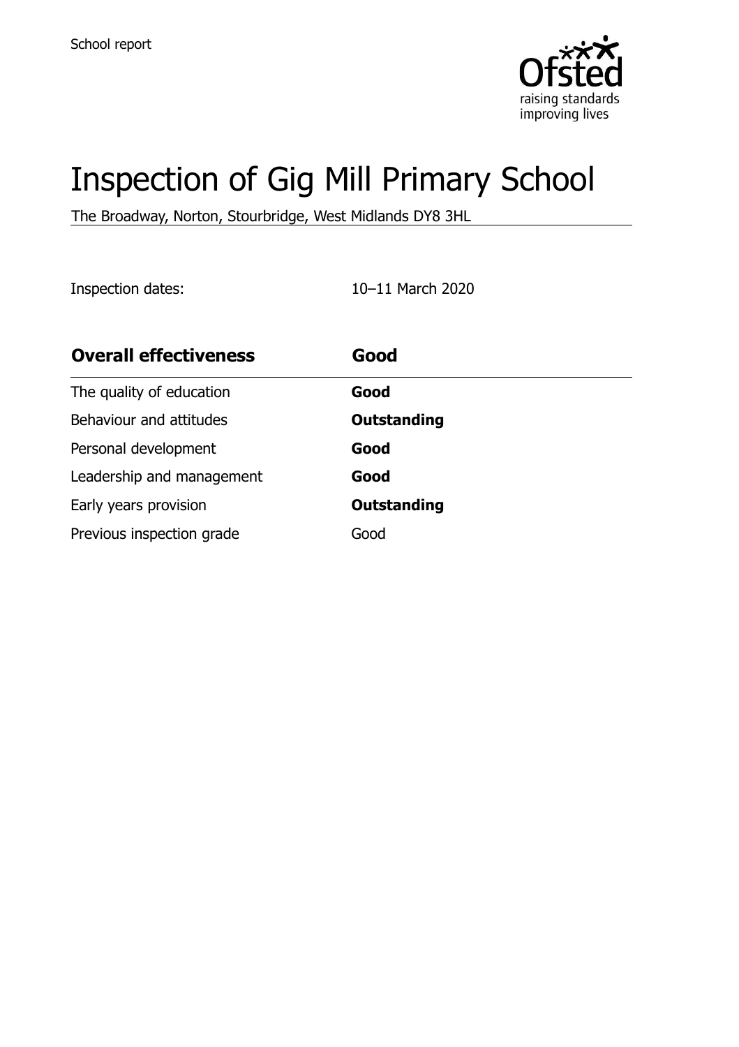School report

# Inspection of Gig Mill Primary School

The Broadway, Norton, Stourbridge, West Midlands DY8 3HL

Inspection dates: 10–11 March 2020

| **Overall effectiveness** | **Good** |
| --- | --- |
| The quality of education | **Good** |
| Behaviour and attitudes | **Outstanding** |
| Personal development | **Good** |
| Leadership and management | **Good** |
| Early years provision | **Outstanding** |
| Previous inspection grade | Good |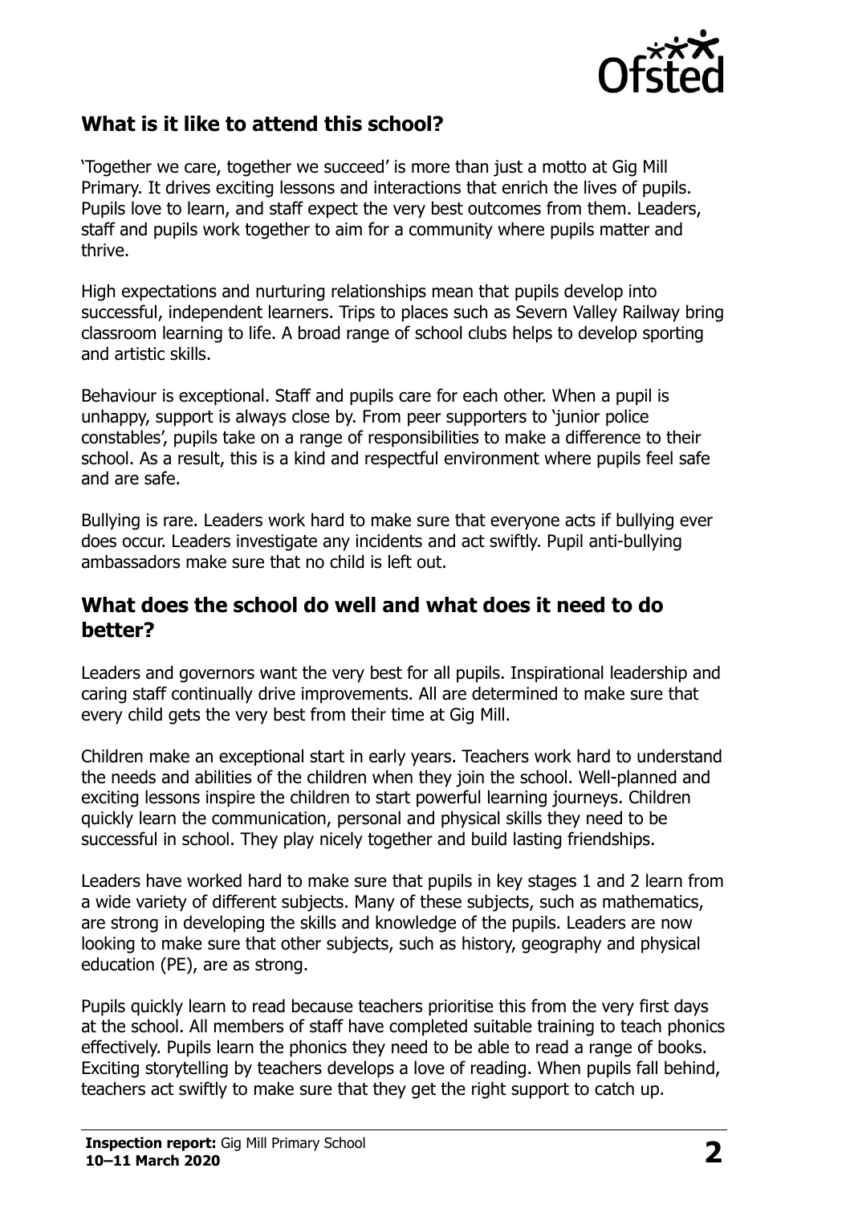## What is it like to attend this school?

'Together we care, together we succeed' is more than just a motto at Gig Mill Primary. It drives exciting lessons and interactions that enrich the lives of pupils. Pupils love to learn, and staff expect the very best outcomes from them. Leaders, staff and pupils work together to aim for a community where pupils matter and thrive.

High expectations and nurturing relationships mean that pupils develop into successful, independent learners. Trips to places such as Severn Valley Railway bring classroom learning to life. A broad range of school clubs helps to develop sporting and artistic skills.

Behaviour is exceptional. Staff and pupils care for each other. When a pupil is unhappy, support is always close by. From peer supporters to 'junior police constables', pupils take on a range of responsibilities to make a difference to their school. As a result, this is a kind and respectful environment where pupils feel safe and are safe.

Bullying is rare. Leaders work hard to make sure that everyone acts if bullying ever does occur. Leaders investigate any incidents and act swiftly. Pupil anti-bullying ambassadors make sure that no child is left out.

## What does the school do well and what does it need to do better?

Leaders and governors want the very best for all pupils. Inspirational leadership and caring staff continually drive improvements. All are determined to make sure that every child gets the very best from their time at Gig Mill.

Children make an exceptional start in early years. Teachers work hard to understand the needs and abilities of the children when they join the school. Well-planned and exciting lessons inspire the children to start powerful learning journeys. Children quickly learn the communication, personal and physical skills they need to be successful in school. They play nicely together and build lasting friendships.

Leaders have worked hard to make sure that pupils in key stages 1 and 2 learn from a wide variety of different subjects. Many of these subjects, such as mathematics, are strong in developing the skills and knowledge of the pupils. Leaders are now looking to make sure that other subjects, such as history, geography and physical education (PE), are as strong.

Pupils quickly learn to read because teachers prioritise this from the very first days at the school. All members of staff have completed suitable training to teach phonics effectively. Pupils learn the phonics they need to be able to read a range of books. Exciting storytelling by teachers develops a love of reading. When pupils fall behind, teachers act swiftly to make sure that they get the right support to catch up.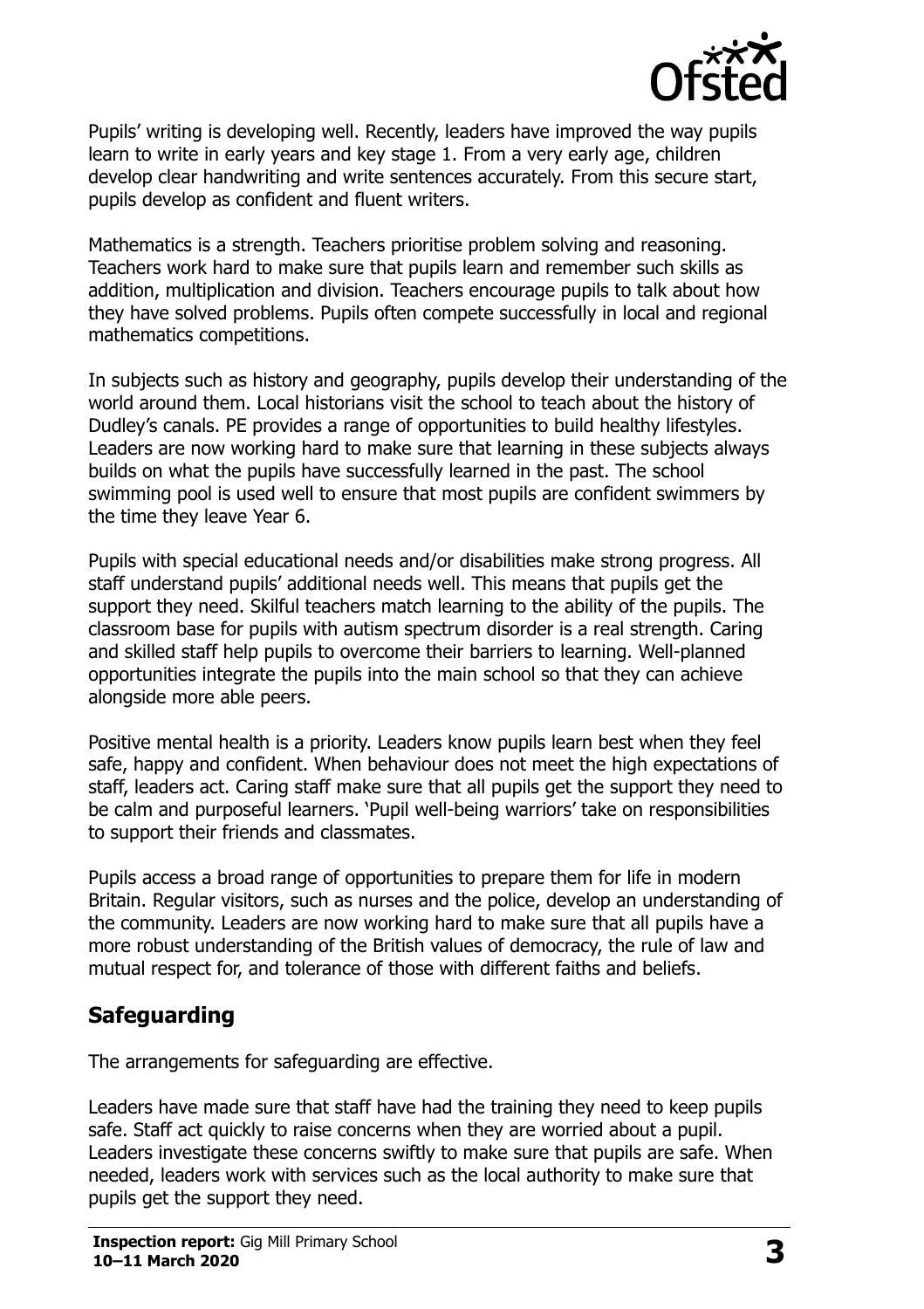Pupils' writing is developing well. Recently, leaders have improved the way pupils learn to write in early years and key stage 1. From a very early age, children develop clear handwriting and write sentences accurately. From this secure start, pupils develop as confident and fluent writers.

Mathematics is a strength. Teachers prioritise problem solving and reasoning. Teachers work hard to make sure that pupils learn and remember such skills as addition, multiplication and division. Teachers encourage pupils to talk about how they have solved problems. Pupils often compete successfully in local and regional mathematics competitions.

In subjects such as history and geography, pupils develop their understanding of the world around them. Local historians visit the school to teach about the history of Dudley's canals. PE provides a range of opportunities to build healthy lifestyles. Leaders are now working hard to make sure that learning in these subjects always builds on what the pupils have successfully learned in the past. The school swimming pool is used well to ensure that most pupils are confident swimmers by the time they leave Year 6.

Pupils with special educational needs and/or disabilities make strong progress. All staff understand pupils' additional needs well. This means that pupils get the support they need. Skilful teachers match learning to the ability of the pupils. The classroom base for pupils with autism spectrum disorder is a real strength. Caring and skilled staff help pupils to overcome their barriers to learning. Well-planned opportunities integrate the pupils into the main school so that they can achieve alongside more able peers.

Positive mental health is a priority. Leaders know pupils learn best when they feel safe, happy and confident. When behaviour does not meet the high expectations of staff, leaders act. Caring staff make sure that all pupils get the support they need to be calm and purposeful learners. 'Pupil well-being warriors' take on responsibilities to support their friends and classmates.

Pupils access a broad range of opportunities to prepare them for life in modern Britain. Regular visitors, such as nurses and the police, develop an understanding of the community. Leaders are now working hard to make sure that all pupils have a more robust understanding of the British values of democracy, the rule of law and mutual respect for, and tolerance of those with different faiths and beliefs.

## Safeguarding

The arrangements for safeguarding are effective.

Leaders have made sure that staff have had the training they need to keep pupils safe. Staff act quickly to raise concerns when they are worried about a pupil. Leaders investigate these concerns swiftly to make sure that pupils are safe. When needed, leaders work with services such as the local authority to make sure that pupils get the support they need.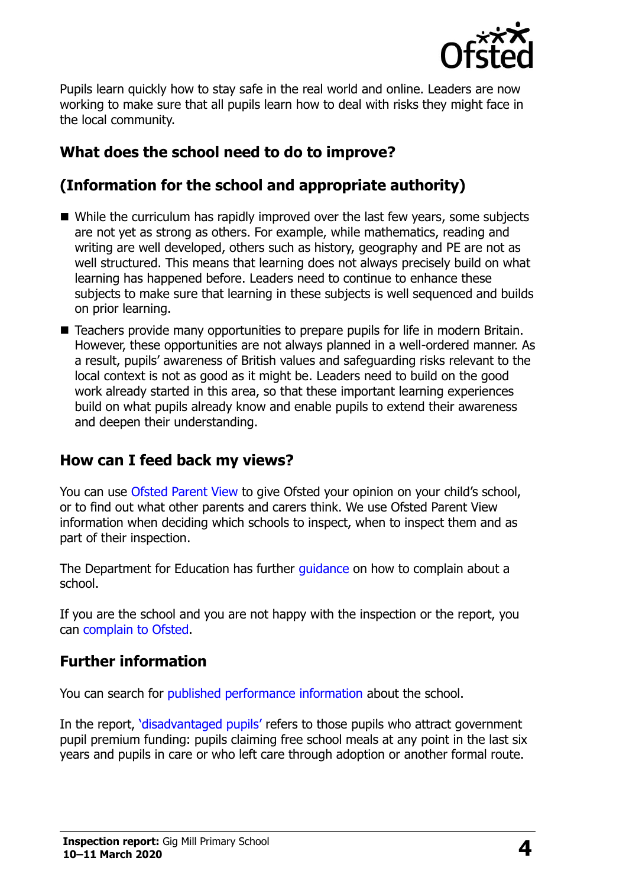Pupils learn quickly how to stay safe in the real world and online. Leaders are now working to make sure that all pupils learn how to deal with risks they might face in the local community.

## What does the school need to do to improve?

## (Information for the school and appropriate authority)

- While the curriculum has rapidly improved over the last few years, some subjects are not yet as strong as others. For example, while mathematics, reading and writing are well developed, others such as history, geography and PE are not as well structured. This means that learning does not always precisely build on what learning has happened before. Leaders need to continue to enhance these subjects to make sure that learning in these subjects is well sequenced and builds on prior learning.
- Teachers provide many opportunities to prepare pupils for life in modern Britain. However, these opportunities are not always planned in a well-ordered manner. As a result, pupils' awareness of British values and safeguarding risks relevant to the local context is not as good as it might be. Leaders need to build on the good work already started in this area, so that these important learning experiences build on what pupils already know and enable pupils to extend their awareness and deepen their understanding.

## How can I feed back my views?

You can use Ofsted Parent View to give Ofsted your opinion on your child's school, or to find out what other parents and carers think. We use Ofsted Parent View information when deciding which schools to inspect, when to inspect them and as part of their inspection.

The Department for Education has further guidance on how to complain about a school.

If you are the school and you are not happy with the inspection or the report, you can complain to Ofsted.

## Further information

You can search for published performance information about the school.

In the report, 'disadvantaged pupils' refers to those pupils who attract government pupil premium funding: pupils claiming free school meals at any point in the last six years and pupils in care or who left care through adoption or another formal route.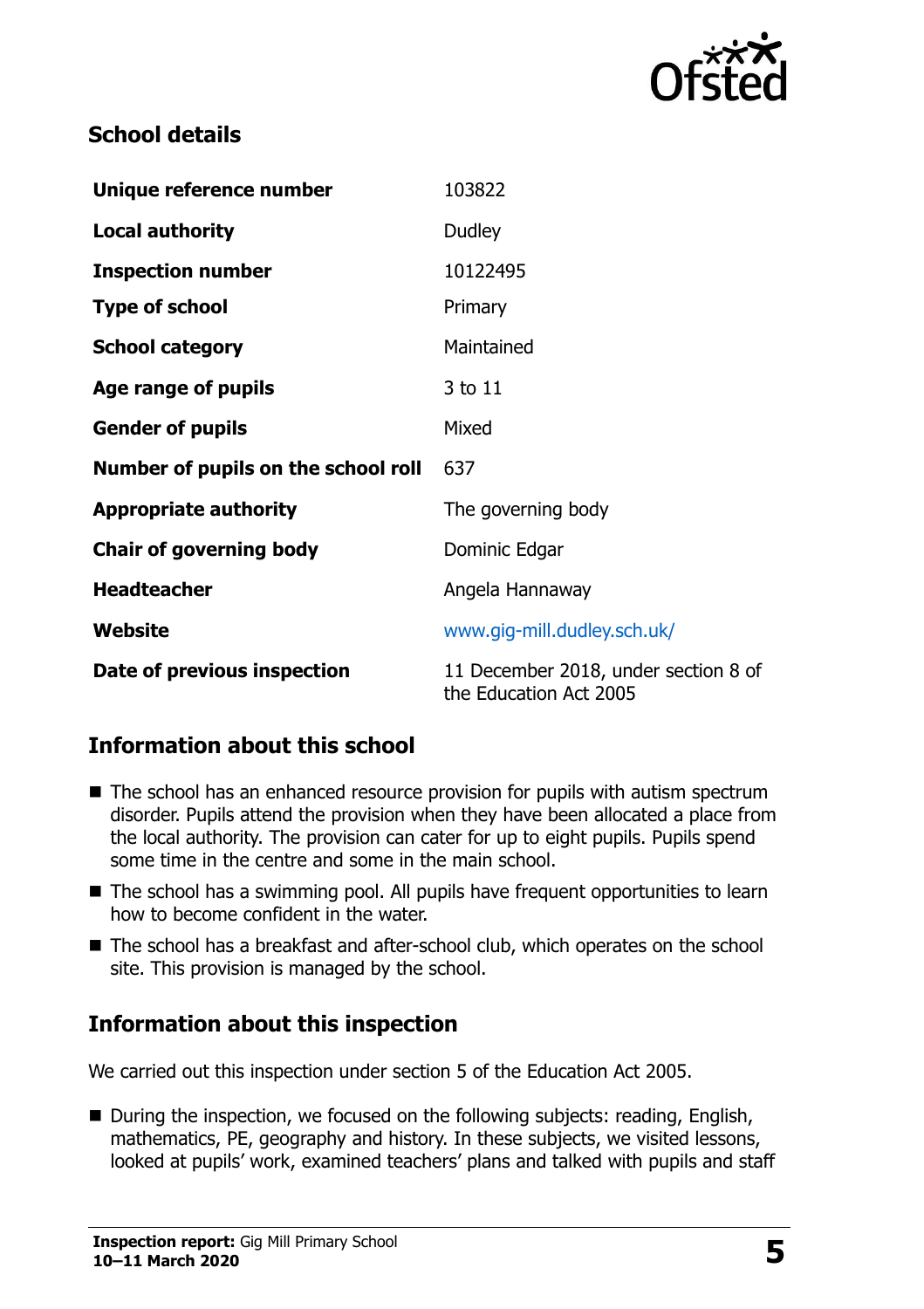## School details

| | |
|---|---|
| **Unique reference number** | 103822 |
| **Local authority** | Dudley |
| **Inspection number** | 10122495 |
| **Type of school** | Primary |
| **School category** | Maintained |
| **Age range of pupils** | 3 to 11 |
| **Gender of pupils** | Mixed |
| **Number of pupils on the school roll** | 637 |
| **Appropriate authority** | The governing body |
| **Chair of governing body** | Dominic Edgar |
| **Headteacher** | Angela Hannaway |
| **Website** | www.gig-mill.dudley.sch.uk/ |
| **Date of previous inspection** | 11 December 2018, under section 8 of the Education Act 2005 |

## Information about this school

- The school has an enhanced resource provision for pupils with autism spectrum disorder. Pupils attend the provision when they have been allocated a place from the local authority. The provision can cater for up to eight pupils. Pupils spend some time in the centre and some in the main school.
- The school has a swimming pool. All pupils have frequent opportunities to learn how to become confident in the water.
- The school has a breakfast and after-school club, which operates on the school site. This provision is managed by the school.

## Information about this inspection

We carried out this inspection under section 5 of the Education Act 2005.

- During the inspection, we focused on the following subjects: reading, English, mathematics, PE, geography and history. In these subjects, we visited lessons, looked at pupils' work, examined teachers' plans and talked with pupils and staff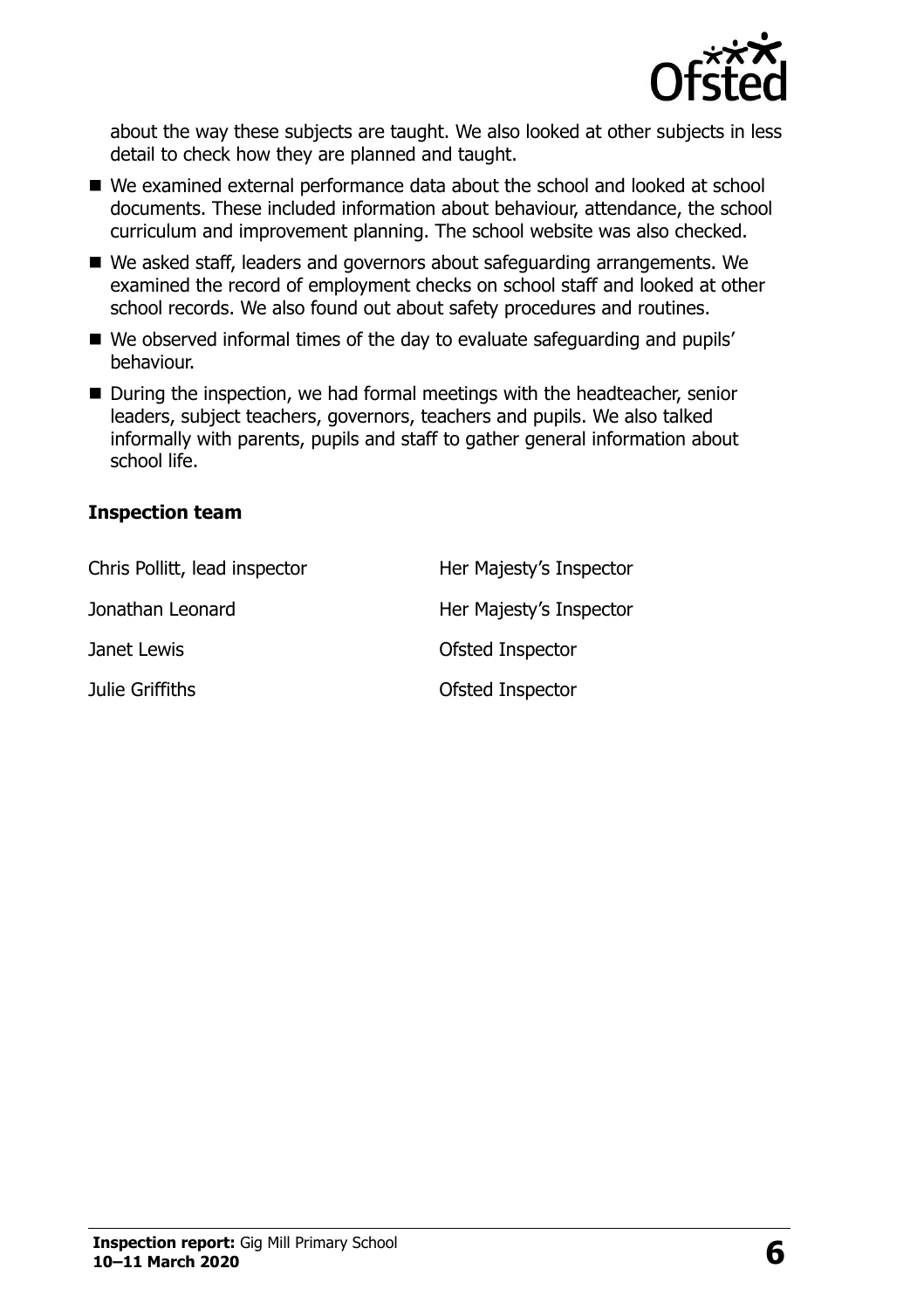about the way these subjects are taught. We also looked at other subjects in less detail to check how they are planned and taught.

- We examined external performance data about the school and looked at school documents. These included information about behaviour, attendance, the school curriculum and improvement planning. The school website was also checked.
- We asked staff, leaders and governors about safeguarding arrangements. We examined the record of employment checks on school staff and looked at other school records. We also found out about safety procedures and routines.
- We observed informal times of the day to evaluate safeguarding and pupils' behaviour.
- During the inspection, we had formal meetings with the headteacher, senior leaders, subject teachers, governors, teachers and pupils. We also talked informally with parents, pupils and staff to gather general information about school life.

### Inspection team

| | |
|---|---|
| Chris Pollitt, lead inspector | Her Majesty's Inspector |
| Jonathan Leonard | Her Majesty's Inspector |
| Janet Lewis | Ofsted Inspector |
| Julie Griffiths | Ofsted Inspector |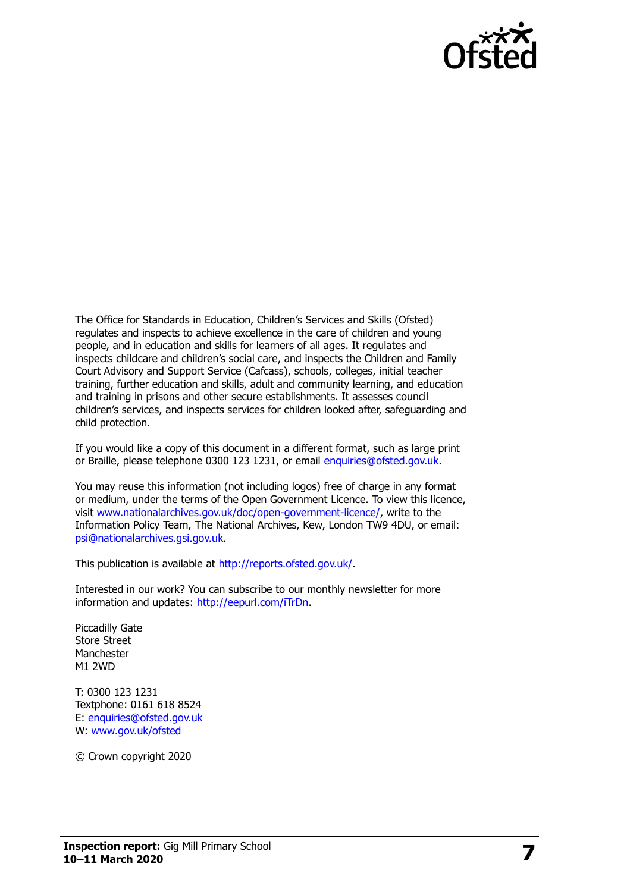The Office for Standards in Education, Children's Services and Skills (Ofsted) regulates and inspects to achieve excellence in the care of children and young people, and in education and skills for learners of all ages. It regulates and inspects childcare and children's social care, and inspects the Children and Family Court Advisory and Support Service (Cafcass), schools, colleges, initial teacher training, further education and skills, adult and community learning, and education and training in prisons and other secure establishments. It assesses council children's services, and inspects services for children looked after, safeguarding and child protection.

If you would like a copy of this document in a different format, such as large print or Braille, please telephone 0300 123 1231, or email enquiries@ofsted.gov.uk.

You may reuse this information (not including logos) free of charge in any format or medium, under the terms of the Open Government Licence. To view this licence, visit www.nationalarchives.gov.uk/doc/open-government-licence/, write to the Information Policy Team, The National Archives, Kew, London TW9 4DU, or email: psi@nationalarchives.gsi.gov.uk.

This publication is available at http://reports.ofsted.gov.uk/.

Interested in our work? You can subscribe to our monthly newsletter for more information and updates: http://eepurl.com/iTrDn.

Piccadilly Gate
Store Street
Manchester
M1 2WD

T: 0300 123 1231
Textphone: 0161 618 8524
E: enquiries@ofsted.gov.uk
W: www.gov.uk/ofsted

© Crown copyright 2020